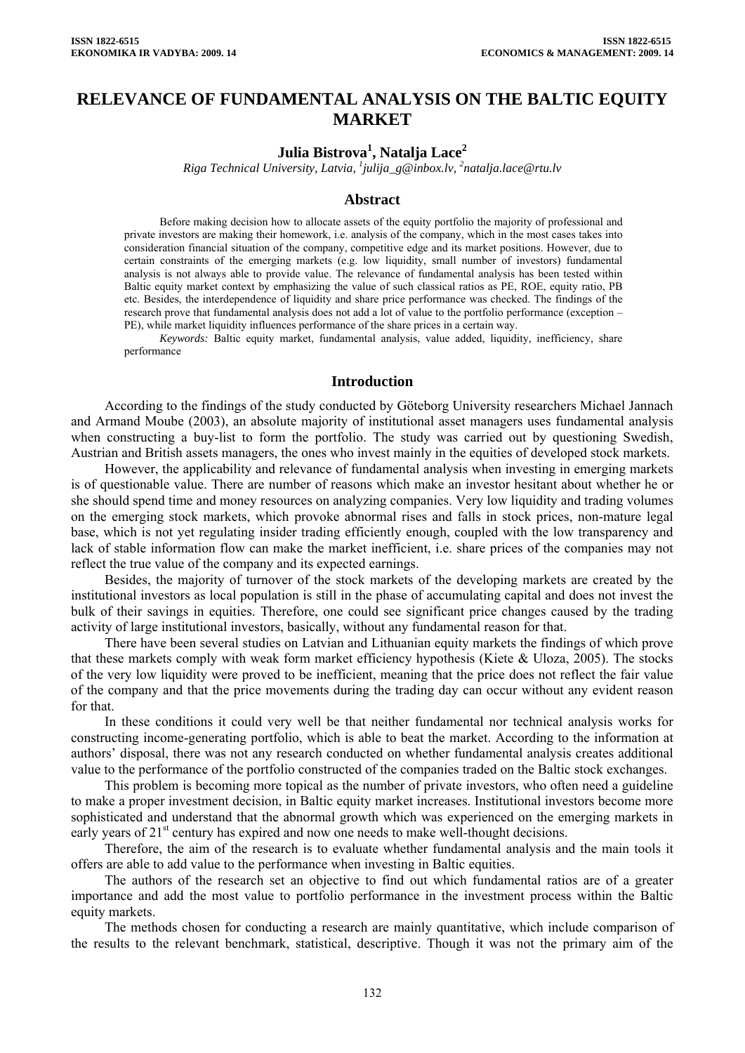# RELEVANCE OF FUNDAMENTAL ANALYSIS ON THE BALTIC EQUITY MARKET

**Julia Bistrova[1], Natalja Lace[2]**

*Riga Technical University, Latvia, [1]julija_g@inbox.lv, [2]natalja.lace@rtu.lv*

## Abstract

Before making decision how to allocate assets of the equity portfolio the majority of professional and private investors are making their homework, i.e. analysis of the company, which in the most cases takes into consideration financial situation of the company, competitive edge and its market positions. However, due to certain constraints of the emerging markets (e.g. low liquidity, small number of investors) fundamental analysis is not always able to provide value. The relevance of fundamental analysis has been tested within Baltic equity market context by emphasizing the value of such classical ratios as PE, ROE, equity ratio, PB etc. Besides, the interdependence of liquidity and share price performance was checked. The findings of the research prove that fundamental analysis does not add a lot of value to the portfolio performance (exception – PE), while market liquidity influences performance of the share prices in a certain way.

*Keywords:* Baltic equity market, fundamental analysis, value added, liquidity, inefficiency, share performance

## Introduction

According to the findings of the study conducted by Göteborg University researchers Michael Jannach and Armand Moube (2003), an absolute majority of institutional asset managers uses fundamental analysis when constructing a buy-list to form the portfolio. The study was carried out by questioning Swedish, Austrian and British assets managers, the ones who invest mainly in the equities of developed stock markets.

However, the applicability and relevance of fundamental analysis when investing in emerging markets is of questionable value. There are number of reasons which make an investor hesitant about whether he or she should spend time and money resources on analyzing companies. Very low liquidity and trading volumes on the emerging stock markets, which provoke abnormal rises and falls in stock prices, non-mature legal base, which is not yet regulating insider trading efficiently enough, coupled with the low transparency and lack of stable information flow can make the market inefficient, i.e. share prices of the companies may not reflect the true value of the company and its expected earnings.

Besides, the majority of turnover of the stock markets of the developing markets are created by the institutional investors as local population is still in the phase of accumulating capital and does not invest the bulk of their savings in equities. Therefore, one could see significant price changes caused by the trading activity of large institutional investors, basically, without any fundamental reason for that.

There have been several studies on Latvian and Lithuanian equity markets the findings of which prove that these markets comply with weak form market efficiency hypothesis (Kiete & Uloza, 2005). The stocks of the very low liquidity were proved to be inefficient, meaning that the price does not reflect the fair value of the company and that the price movements during the trading day can occur without any evident reason for that.

In these conditions it could very well be that neither fundamental nor technical analysis works for constructing income-generating portfolio, which is able to beat the market. According to the information at authors' disposal, there was not any research conducted on whether fundamental analysis creates additional value to the performance of the portfolio constructed of the companies traded on the Baltic stock exchanges.

This problem is becoming more topical as the number of private investors, who often need a guideline to make a proper investment decision, in Baltic equity market increases. Institutional investors become more sophisticated and understand that the abnormal growth which was experienced on the emerging markets in early years of 21st century has expired and now one needs to make well-thought decisions.

Therefore, the aim of the research is to evaluate whether fundamental analysis and the main tools it offers are able to add value to the performance when investing in Baltic equities.

The authors of the research set an objective to find out which fundamental ratios are of a greater importance and add the most value to portfolio performance in the investment process within the Baltic equity markets.

The methods chosen for conducting a research are mainly quantitative, which include comparison of the results to the relevant benchmark, statistical, descriptive. Though it was not the primary aim of the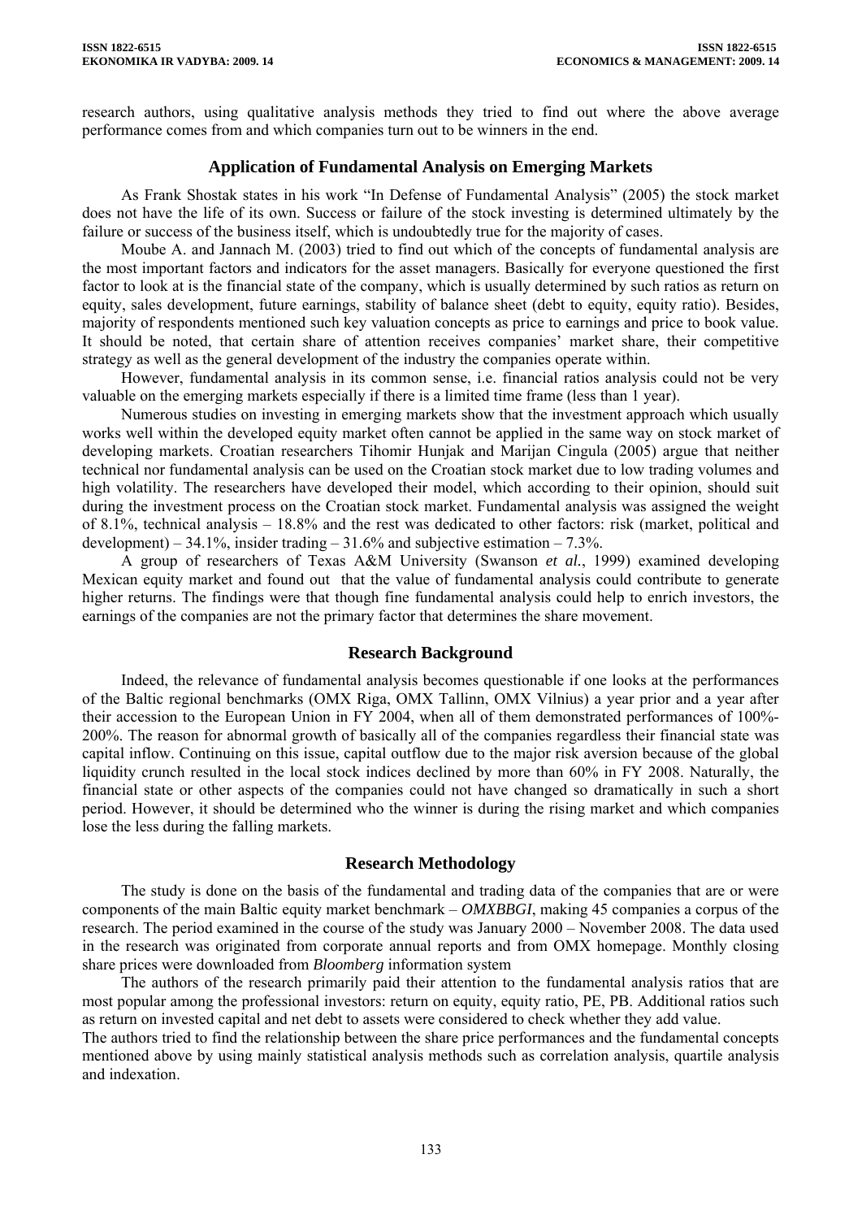research authors, using qualitative analysis methods they tried to find out where the above average performance comes from and which companies turn out to be winners in the end.

## Application of Fundamental Analysis on Emerging Markets

As Frank Shostak states in his work "In Defense of Fundamental Analysis" (2005) the stock market does not have the life of its own. Success or failure of the stock investing is determined ultimately by the failure or success of the business itself, which is undoubtedly true for the majority of cases.

Moube A. and Jannach M. (2003) tried to find out which of the concepts of fundamental analysis are the most important factors and indicators for the asset managers. Basically for everyone questioned the first factor to look at is the financial state of the company, which is usually determined by such ratios as return on equity, sales development, future earnings, stability of balance sheet (debt to equity, equity ratio). Besides, majority of respondents mentioned such key valuation concepts as price to earnings and price to book value. It should be noted, that certain share of attention receives companies' market share, their competitive strategy as well as the general development of the industry the companies operate within.

However, fundamental analysis in its common sense, i.e. financial ratios analysis could not be very valuable on the emerging markets especially if there is a limited time frame (less than 1 year).

Numerous studies on investing in emerging markets show that the investment approach which usually works well within the developed equity market often cannot be applied in the same way on stock market of developing markets. Croatian researchers Tihomir Hunjak and Marijan Cingula (2005) argue that neither technical nor fundamental analysis can be used on the Croatian stock market due to low trading volumes and high volatility. The researchers have developed their model, which according to their opinion, should suit during the investment process on the Croatian stock market. Fundamental analysis was assigned the weight of 8.1%, technical analysis – 18.8% and the rest was dedicated to other factors: risk (market, political and development) – 34.1%, insider trading – 31.6% and subjective estimation – 7.3%.

A group of researchers of Texas A&M University (Swanson *et al.*, 1999) examined developing Mexican equity market and found out that the value of fundamental analysis could contribute to generate higher returns. The findings were that though fine fundamental analysis could help to enrich investors, the earnings of the companies are not the primary factor that determines the share movement.

## Research Background

Indeed, the relevance of fundamental analysis becomes questionable if one looks at the performances of the Baltic regional benchmarks (OMX Riga, OMX Tallinn, OMX Vilnius) a year prior and a year after their accession to the European Union in FY 2004, when all of them demonstrated performances of 100%-200%. The reason for abnormal growth of basically all of the companies regardless their financial state was capital inflow. Continuing on this issue, capital outflow due to the major risk aversion because of the global liquidity crunch resulted in the local stock indices declined by more than 60% in FY 2008. Naturally, the financial state or other aspects of the companies could not have changed so dramatically in such a short period. However, it should be determined who the winner is during the rising market and which companies lose the less during the falling markets.

## Research Methodology

The study is done on the basis of the fundamental and trading data of the companies that are or were components of the main Baltic equity market benchmark – *OMXBBGI*, making 45 companies a corpus of the research. The period examined in the course of the study was January 2000 – November 2008. The data used in the research was originated from corporate annual reports and from OMX homepage. Monthly closing share prices were downloaded from *Bloomberg* information system

The authors of the research primarily paid their attention to the fundamental analysis ratios that are most popular among the professional investors: return on equity, equity ratio, PE, PB. Additional ratios such as return on invested capital and net debt to assets were considered to check whether they add value.

The authors tried to find the relationship between the share price performances and the fundamental concepts mentioned above by using mainly statistical analysis methods such as correlation analysis, quartile analysis and indexation.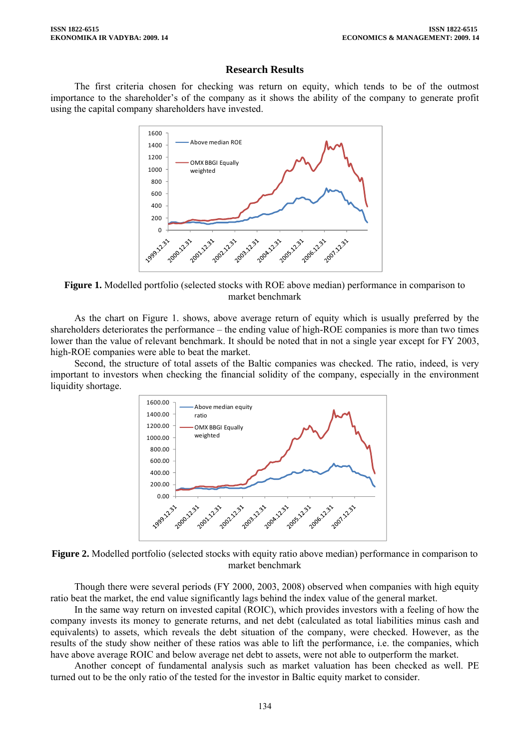## Research Results

The first criteria chosen for checking was return on equity, which tends to be of the outmost importance to the shareholder's of the company as it shows the ability of the company to generate profit using the capital company shareholders have invested.

**Figure 1.** Modelled portfolio (selected stocks with ROE above median) performance in comparison to market benchmark

As the chart on Figure 1. shows, above average return of equity which is usually preferred by the shareholders deteriorates the performance – the ending value of high-ROE companies is more than two times lower than the value of relevant benchmark. It should be noted that in not a single year except for FY 2003, high-ROE companies were able to beat the market.

Second, the structure of total assets of the Baltic companies was checked. The ratio, indeed, is very important to investors when checking the financial solidity of the company, especially in the environment liquidity shortage.

**Figure 2.** Modelled portfolio (selected stocks with equity ratio above median) performance in comparison to market benchmark

Though there were several periods (FY 2000, 2003, 2008) observed when companies with high equity ratio beat the market, the end value significantly lags behind the index value of the general market.

In the same way return on invested capital (ROIC), which provides investors with a feeling of how the company invests its money to generate returns, and net debt (calculated as total liabilities minus cash and equivalents) to assets, which reveals the debt situation of the company, were checked. However, as the results of the study show neither of these ratios was able to lift the performance, i.e. the companies, which have above average ROIC and below average net debt to assets, were not able to outperform the market.

Another concept of fundamental analysis such as market valuation has been checked as well. PE turned out to be the only ratio of the tested for the investor in Baltic equity market to consider.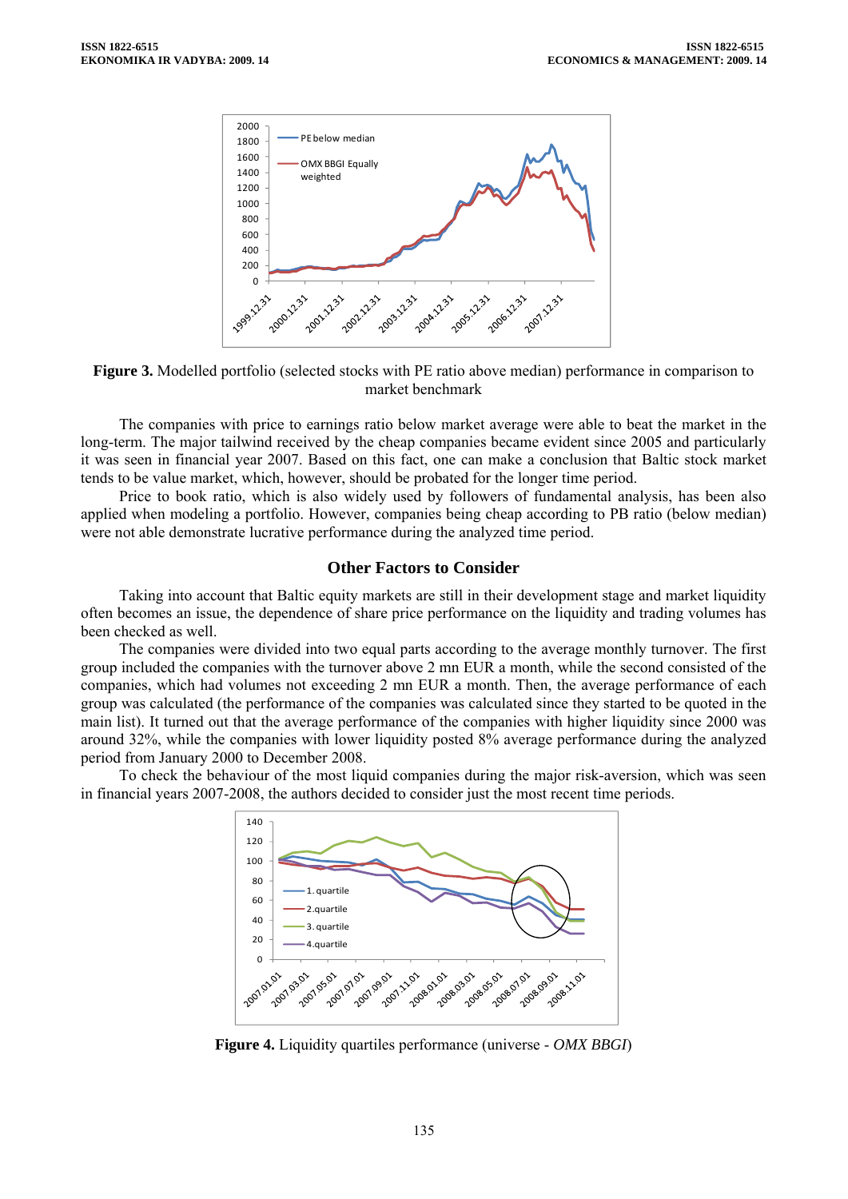**Figure 3.** Modelled portfolio (selected stocks with PE ratio above median) performance in comparison to market benchmark

The companies with price to earnings ratio below market average were able to beat the market in the long-term. The major tailwind received by the cheap companies became evident since 2005 and particularly it was seen in financial year 2007. Based on this fact, one can make a conclusion that Baltic stock market tends to be value market, which, however, should be probated for the longer time period.

Price to book ratio, which is also widely used by followers of fundamental analysis, has been also applied when modeling a portfolio. However, companies being cheap according to PB ratio (below median) were not able demonstrate lucrative performance during the analyzed time period.

## Other Factors to Consider

Taking into account that Baltic equity markets are still in their development stage and market liquidity often becomes an issue, the dependence of share price performance on the liquidity and trading volumes has been checked as well.

The companies were divided into two equal parts according to the average monthly turnover. The first group included the companies with the turnover above 2 mn EUR a month, while the second consisted of the companies, which had volumes not exceeding 2 mn EUR a month. Then, the average performance of each group was calculated (the performance of the companies was calculated since they started to be quoted in the main list). It turned out that the average performance of the companies with higher liquidity since 2000 was around 32%, while the companies with lower liquidity posted 8% average performance during the analyzed period from January 2000 to December 2008.

To check the behaviour of the most liquid companies during the major risk-aversion, which was seen in financial years 2007-2008, the authors decided to consider just the most recent time periods.

**Figure 4.** Liquidity quartiles performance (universe - *OMX BBGI*)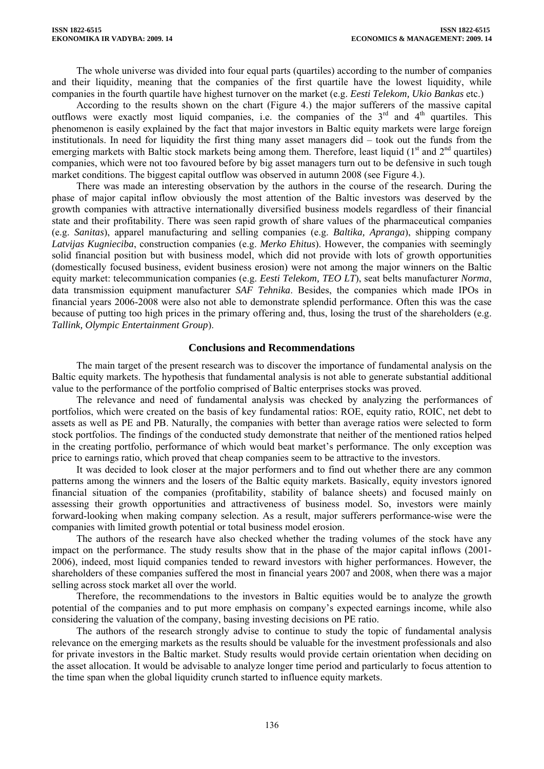The whole universe was divided into four equal parts (quartiles) according to the number of companies and their liquidity, meaning that the companies of the first quartile have the lowest liquidity, while companies in the fourth quartile have highest turnover on the market (e.g. *Eesti Telekom, Ukio Bankas* etc.)

According to the results shown on the chart (Figure 4.) the major sufferers of the massive capital outflows were exactly most liquid companies, i.e. the companies of the 3rd and 4th quartiles. This phenomenon is easily explained by the fact that major investors in Baltic equity markets were large foreign institutionals. In need for liquidity the first thing many asset managers did – took out the funds from the emerging markets with Baltic stock markets being among them. Therefore, least liquid (1st and 2nd quartiles) companies, which were not too favoured before by big asset managers turn out to be defensive in such tough market conditions. The biggest capital outflow was observed in autumn 2008 (see Figure 4.).

There was made an interesting observation by the authors in the course of the research. During the phase of major capital inflow obviously the most attention of the Baltic investors was deserved by the growth companies with attractive internationally diversified business models regardless of their financial state and their profitability. There was seen rapid growth of share values of the pharmaceutical companies (e.g. *Sanitas*), apparel manufacturing and selling companies (e.g. *Baltika, Apranga*), shipping company *Latvijas Kugnieciba*, construction companies (e.g. *Merko Ehitus*). However, the companies with seemingly solid financial position but with business model, which did not provide with lots of growth opportunities (domestically focused business, evident business erosion) were not among the major winners on the Baltic equity market: telecommunication companies (e.g. *Eesti Telekom, TEO LT*), seat belts manufacturer *Norma*, data transmission equipment manufacturer *SAF Tehnika*. Besides, the companies which made IPOs in financial years 2006-2008 were also not able to demonstrate splendid performance. Often this was the case because of putting too high prices in the primary offering and, thus, losing the trust of the shareholders (e.g. *Tallink, Olympic Entertainment Group*).

## Conclusions and Recommendations

The main target of the present research was to discover the importance of fundamental analysis on the Baltic equity markets. The hypothesis that fundamental analysis is not able to generate substantial additional value to the performance of the portfolio comprised of Baltic enterprises stocks was proved.

The relevance and need of fundamental analysis was checked by analyzing the performances of portfolios, which were created on the basis of key fundamental ratios: ROE, equity ratio, ROIC, net debt to assets as well as PE and PB. Naturally, the companies with better than average ratios were selected to form stock portfolios. The findings of the conducted study demonstrate that neither of the mentioned ratios helped in the creating portfolio, performance of which would beat market's performance. The only exception was price to earnings ratio, which proved that cheap companies seem to be attractive to the investors.

It was decided to look closer at the major performers and to find out whether there are any common patterns among the winners and the losers of the Baltic equity markets. Basically, equity investors ignored financial situation of the companies (profitability, stability of balance sheets) and focused mainly on assessing their growth opportunities and attractiveness of business model. So, investors were mainly forward-looking when making company selection. As a result, major sufferers performance-wise were the companies with limited growth potential or total business model erosion.

The authors of the research have also checked whether the trading volumes of the stock have any impact on the performance. The study results show that in the phase of the major capital inflows (2001-2006), indeed, most liquid companies tended to reward investors with higher performances. However, the shareholders of these companies suffered the most in financial years 2007 and 2008, when there was a major selling across stock market all over the world.

Therefore, the recommendations to the investors in Baltic equities would be to analyze the growth potential of the companies and to put more emphasis on company's expected earnings income, while also considering the valuation of the company, basing investing decisions on PE ratio.

The authors of the research strongly advise to continue to study the topic of fundamental analysis relevance on the emerging markets as the results should be valuable for the investment professionals and also for private investors in the Baltic market. Study results would provide certain orientation when deciding on the asset allocation. It would be advisable to analyze longer time period and particularly to focus attention to the time span when the global liquidity crunch started to influence equity markets.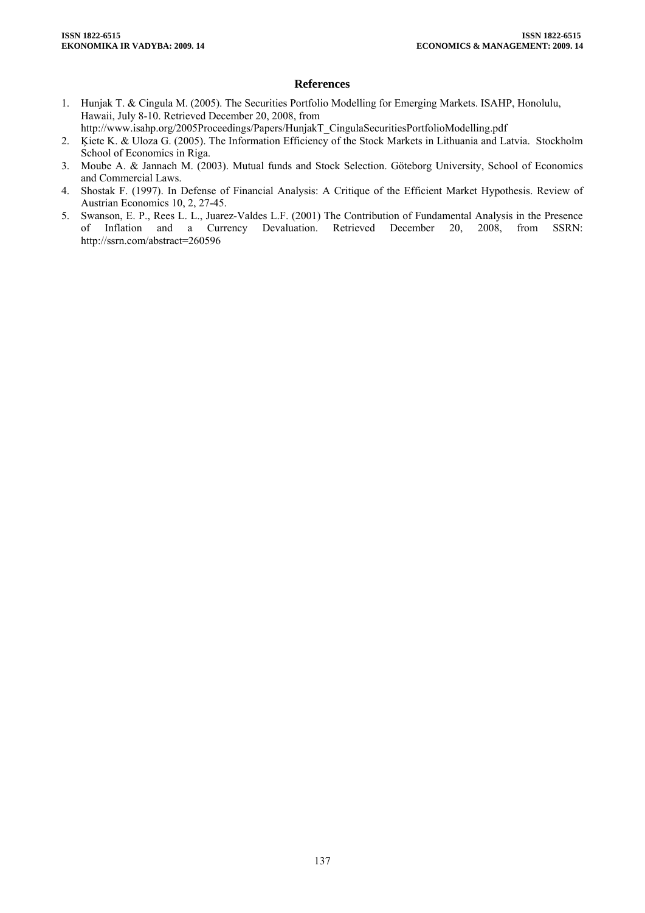## References

1. Hunjak T. & Cingula M. (2005). The Securities Portfolio Modelling for Emerging Markets. ISAHP, Honolulu, Hawaii, July 8-10. Retrieved December 20, 2008, from http://www.isahp.org/2005Proceedings/Papers/HunjakT_CingulaSecuritiesPortfolioModelling.pdf
2. Ķiete K. & Uloza G. (2005). The Information Efficiency of the Stock Markets in Lithuania and Latvia. Stockholm School of Economics in Riga.
3. Moube A. & Jannach M. (2003). Mutual funds and Stock Selection. Göteborg University, School of Economics and Commercial Laws.
4. Shostak F. (1997). In Defense of Financial Analysis: A Critique of the Efficient Market Hypothesis. Review of Austrian Economics 10, 2, 27-45.
5. Swanson, E. P., Rees L. L., Juarez-Valdes L.F. (2001) The Contribution of Fundamental Analysis in the Presence of Inflation and a Currency Devaluation. Retrieved December 20, 2008, from SSRN: http://ssrn.com/abstract=260596